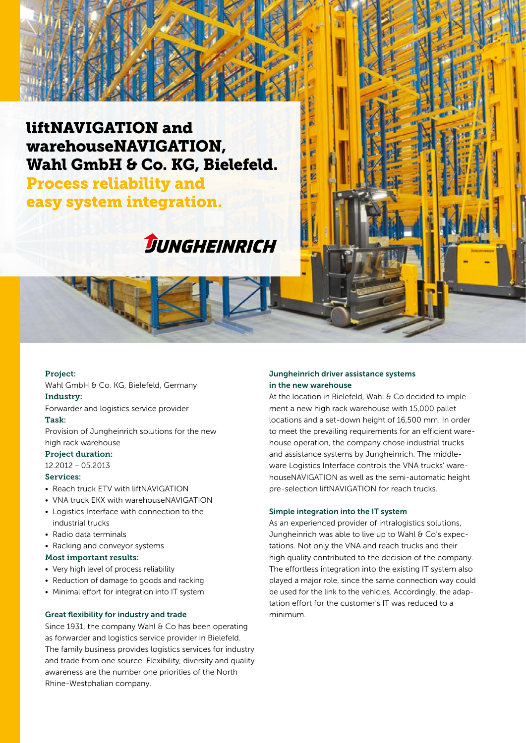# liftNAVIGATION and warehouseNAVIGATION, Wahl GmbH & Co. KG, Bielefeld.

## Process reliability and easy system integration.

JUNGHEINRICH

**Project:**
Wahl GmbH & Co. KG, Bielefeld, Germany

**Industry:**
Forwarder and logistics service provider

**Task:**
Provision of Jungheinrich solutions for the new high rack warehouse

**Project duration:**
12.2012 – 05.2013

**Services:**

- Reach truck ETV with liftNAVIGATION
- VNA truck EKX with warehouseNAVIGATION
- Logistics Interface with connection to the industrial trucks
- Radio data terminals
- Racking and conveyor systems

**Most important results:**

- Very high level of process reliability
- Reduction of damage to goods and racking
- Minimal effort for integration into IT system

### Great flexibility for industry and trade

Since 1931, the company Wahl & Co has been operating as forwarder and logistics service provider in Bielefeld. The family business provides logistics services for industry and trade from one source. Flexibility, diversity and quality awareness are the number one priorities of the North Rhine-Westphalian company.

### Jungheinrich driver assistance systems in the new warehouse

At the location in Bielefeld, Wahl & Co decided to implement a new high rack warehouse with 15,000 pallet locations and a set-down height of 16,500 mm. In order to meet the prevailing requirements for an efficient warehouse operation, the company chose industrial trucks and assistance systems by Jungheinrich. The middleware Logistics Interface controls the VNA trucks' warehouseNAVIGATION as well as the semi-automatic height pre-selection liftNAVIGATION for reach trucks.

### Simple integration into the IT system

As an experienced provider of intralogistics solutions, Jungheinrich was able to live up to Wahl & Co's expectations. Not only the VNA and reach trucks and their high quality contributed to the decision of the company. The effortless integration into the existing IT system also played a major role, since the same connection way could be used for the link to the vehicles. Accordingly, the adaptation effort for the customer's IT was reduced to a minimum.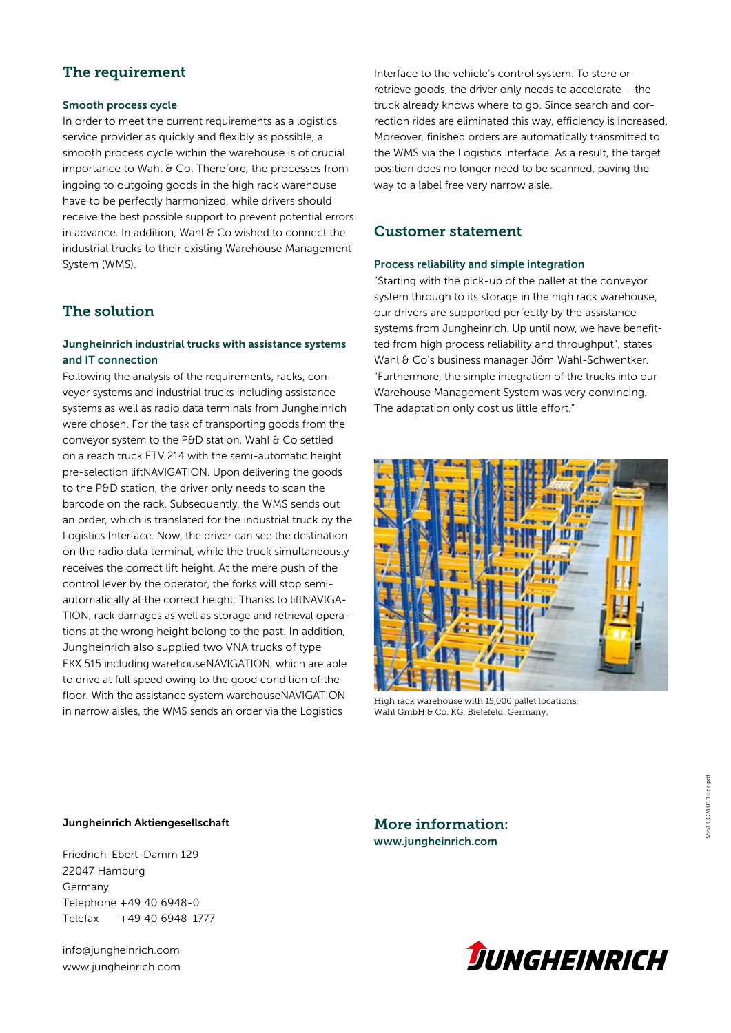## The requirement

### Smooth process cycle

In order to meet the current requirements as a logistics service provider as quickly and flexibly as possible, a smooth process cycle within the warehouse is of crucial importance to Wahl & Co. Therefore, the processes from ingoing to outgoing goods in the high rack warehouse have to be perfectly harmonized, while drivers should receive the best possible support to prevent potential errors in advance. In addition, Wahl & Co wished to connect the industrial trucks to their existing Warehouse Management System (WMS).

## The solution

### Jungheinrich industrial trucks with assistance systems and IT connection

Following the analysis of the requirements, racks, conveyor systems and industrial trucks including assistance systems as well as radio data terminals from Jungheinrich were chosen. For the task of transporting goods from the conveyor system to the P&D station, Wahl & Co settled on a reach truck ETV 214 with the semi-automatic height pre-selection liftNAVIGATION. Upon delivering the goods to the P&D station, the driver only needs to scan the barcode on the rack. Subsequently, the WMS sends out an order, which is translated for the industrial truck by the Logistics Interface. Now, the driver can see the destination on the radio data terminal, while the truck simultaneously receives the correct lift height. At the mere push of the control lever by the operator, the forks will stop semi-automatically at the correct height. Thanks to liftNAVIGATION, rack damages as well as storage and retrieval operations at the wrong height belong to the past. In addition, Jungheinrich also supplied two VNA trucks of type EKX 515 including warehouseNAVIGATION, which are able to drive at full speed owing to the good condition of the floor. With the assistance system warehouseNAVIGATION in narrow aisles, the WMS sends an order via the Logistics Interface to the vehicle's control system. To store or retrieve goods, the driver only needs to accelerate – the truck already knows where to go. Since search and correction rides are eliminated this way, efficiency is increased. Moreover, finished orders are automatically transmitted to the WMS via the Logistics Interface. As a result, the target position does no longer need to be scanned, paving the way to a label free very narrow aisle.

## Customer statement

### Process reliability and simple integration

"Starting with the pick-up of the pallet at the conveyor system through to its storage in the high rack warehouse, our drivers are supported perfectly by the assistance systems from Jungheinrich. Up until now, we have benefitted from high process reliability and throughput", states Wahl & Co's business manager Jörn Wahl-Schwentker. "Furthermore, the simple integration of the trucks into our Warehouse Management System was very convincing. The adaptation only cost us little effort."

High rack warehouse with 15,000 pallet locations, Wahl GmbH & Co. KG, Bielefeld, Germany.

**Jungheinrich Aktiengesellschaft**

Friedrich-Ebert-Damm 129
22047 Hamburg
Germany
Telephone +49 40 6948-0
Telefax +49 40 6948-1777

info@jungheinrich.com
www.jungheinrich.com

## More information:

**www.jungheinrich.com**

5561.COM.0118.r.r.pdf